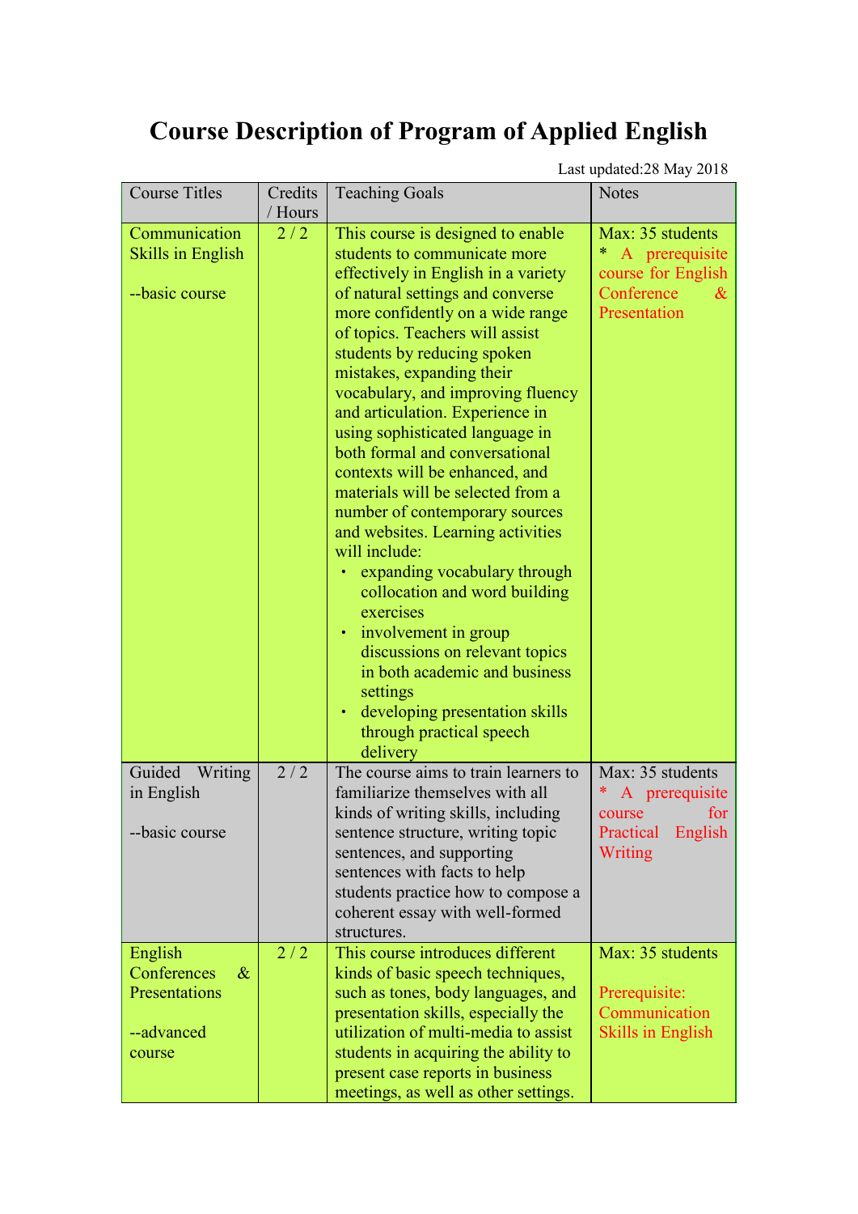# Course Description of Program of Applied English

Last updated:28 May 2018

| Course Titles | Credits / Hours | Teaching Goals | Notes |
|---|---|---|---|
| Communication Skills in English<br><br>--basic course | 2 / 2 | This course is designed to enable students to communicate more effectively in English in a variety of natural settings and converse more confidently on a wide range of topics. Teachers will assist students by reducing spoken mistakes, expanding their vocabulary, and improving fluency and articulation. Experience in using sophisticated language in both formal and conversational contexts will be enhanced, and materials will be selected from a number of contemporary sources and websites. Learning activities will include:<br>• expanding vocabulary through collocation and word building exercises<br>• involvement in group discussions on relevant topics in both academic and business settings<br>• developing presentation skills through practical speech delivery | Max: 35 students<br>* A prerequisite course for English Conference & Presentation |
| Guided Writing in English<br><br>--basic course | 2 / 2 | The course aims to train learners to familiarize themselves with all kinds of writing skills, including sentence structure, writing topic sentences, and supporting sentences with facts to help students practice how to compose a coherent essay with well-formed structures. | Max: 35 students<br>* A prerequisite course for Practical English Writing |
| English Conferences & Presentations<br><br>--advanced course | 2 / 2 | This course introduces different kinds of basic speech techniques, such as tones, body languages, and presentation skills, especially the utilization of multi-media to assist students in acquiring the ability to present case reports in business meetings, as well as other settings. | Max: 35 students<br><br>Prerequisite: Communication Skills in English |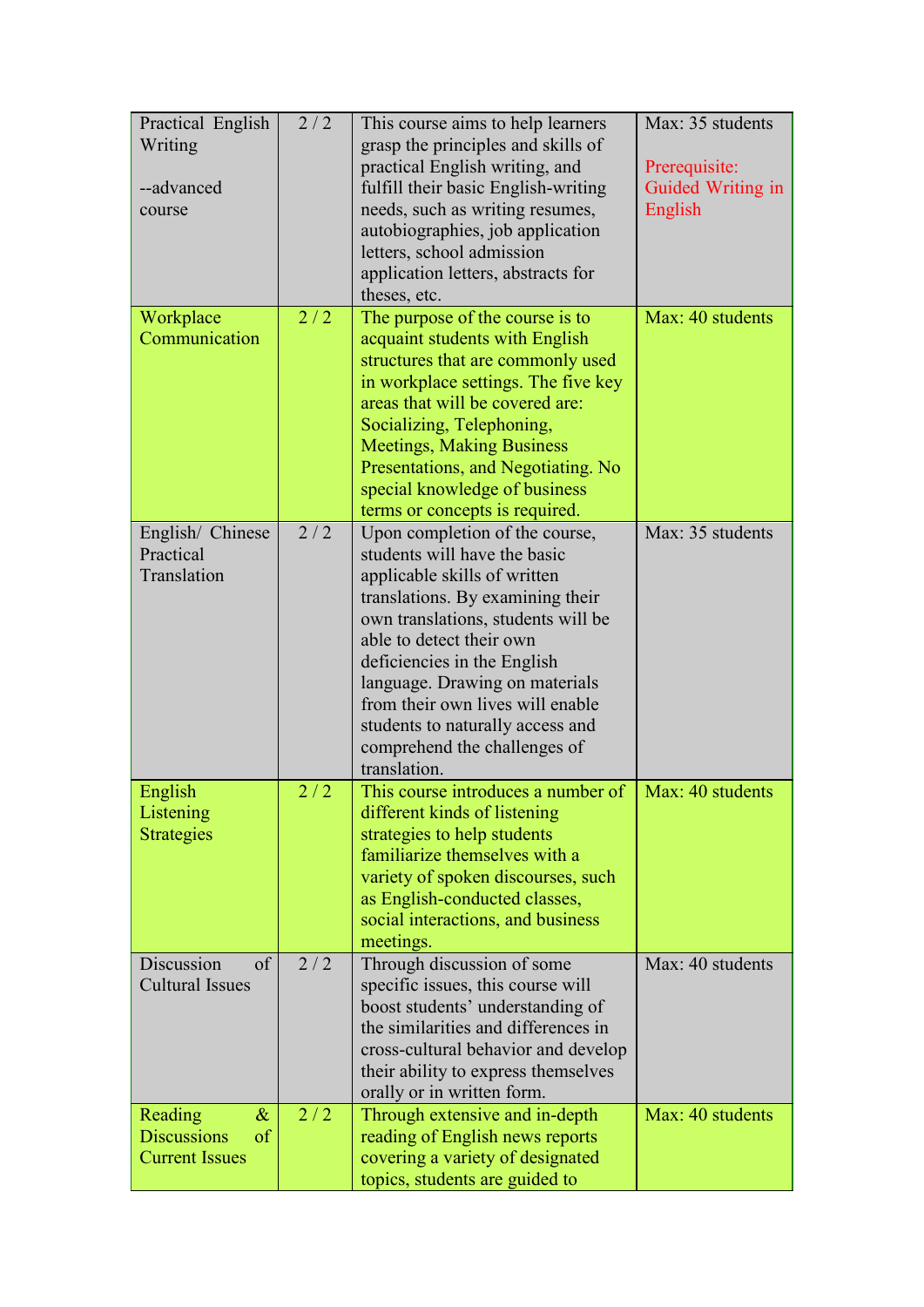| | | | |
|---|---|---|---|
| Practical English Writing --advanced course | 2 / 2 | This course aims to help learners grasp the principles and skills of practical English writing, and fulfill their basic English-writing needs, such as writing resumes, autobiographies, job application letters, school admission application letters, abstracts for theses, etc. | Max: 35 students<br><br>Prerequisite: Guided Writing in English |
| Workplace Communication | 2 / 2 | The purpose of the course is to acquaint students with English structures that are commonly used in workplace settings. The five key areas that will be covered are: Socializing, Telephoning, Meetings, Making Business Presentations, and Negotiating. No special knowledge of business terms or concepts is required. | Max: 40 students |
| English/ Chinese Practical Translation | 2 / 2 | Upon completion of the course, students will have the basic applicable skills of written translations. By examining their own translations, students will be able to detect their own deficiencies in the English language. Drawing on materials from their own lives will enable students to naturally access and comprehend the challenges of translation. | Max: 35 students |
| English Listening Strategies | 2 / 2 | This course introduces a number of different kinds of listening strategies to help students familiarize themselves with a variety of spoken discourses, such as English-conducted classes, social interactions, and business meetings. | Max: 40 students |
| Discussion of Cultural Issues | 2 / 2 | Through discussion of some specific issues, this course will boost students' understanding of the similarities and differences in cross-cultural behavior and develop their ability to express themselves orally or in written form. | Max: 40 students |
| Reading & Discussions of Current Issues | 2 / 2 | Through extensive and in-depth reading of English news reports covering a variety of designated topics, students are guided to | Max: 40 students |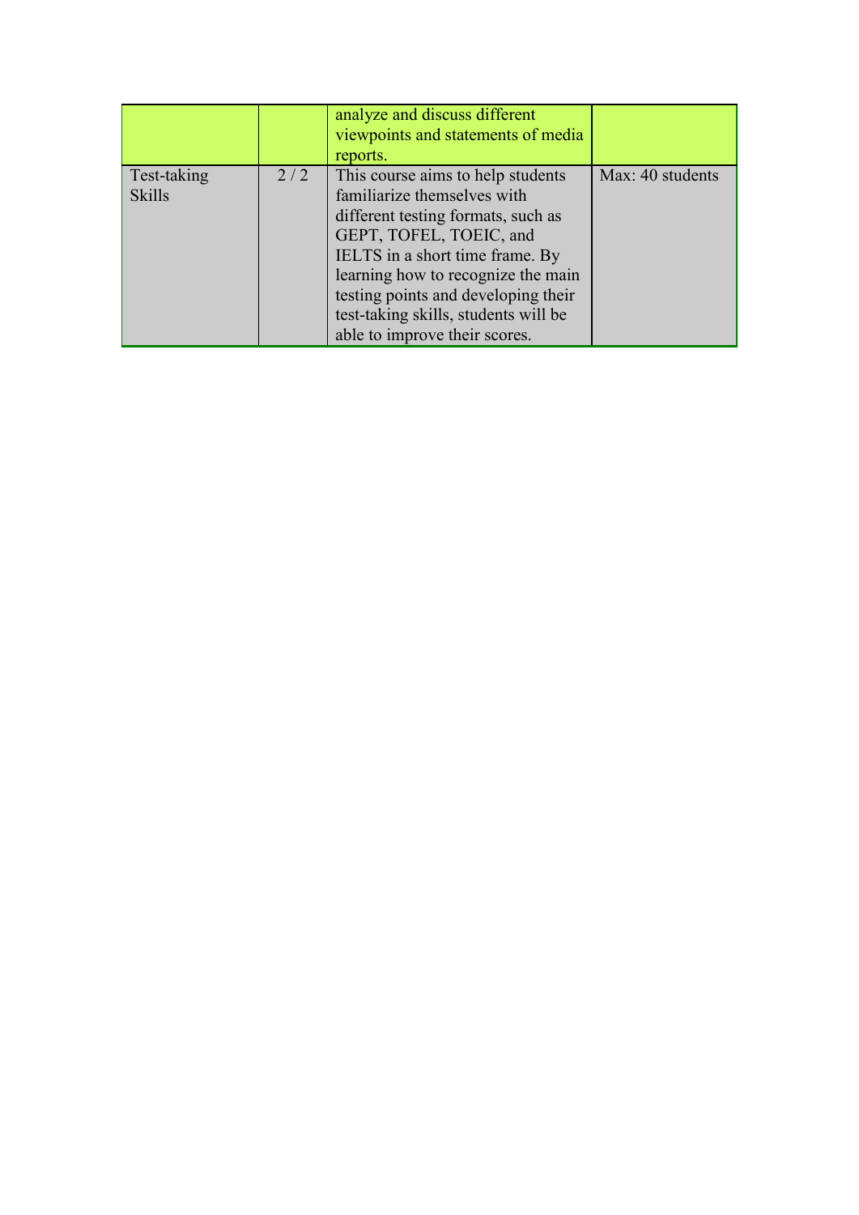| | | | |
|---|---|---|---|
| | | analyze and discuss different viewpoints and statements of media reports. | |
| Test-taking Skills | 2 / 2 | This course aims to help students familiarize themselves with different testing formats, such as GEPT, TOFEL, TOEIC, and IELTS in a short time frame. By learning how to recognize the main testing points and developing their test-taking skills, students will be able to improve their scores. | Max: 40 students |